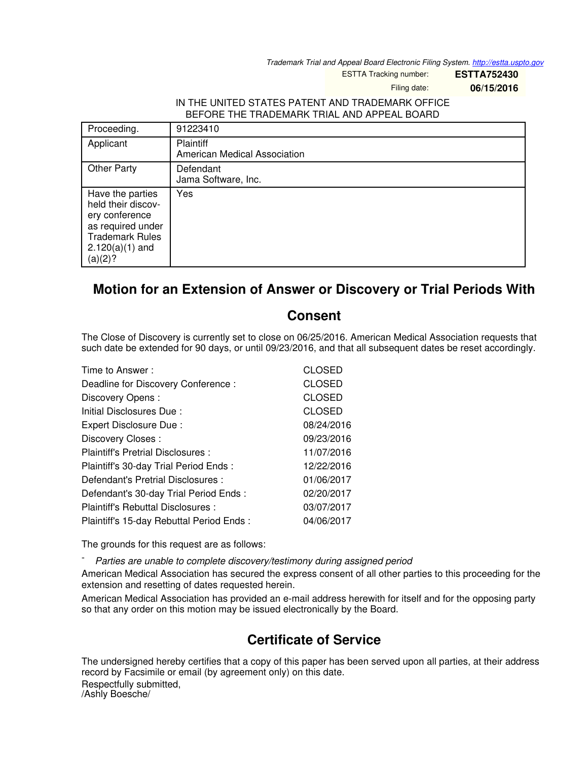Trademark Trial and Appeal Board Electronic Filing System. http://estta.uspto.gov

ESTTA Tracking number: **ESTTA752430**

Filing date: **06/15/2016**

IN THE UNITED STATES PATENT AND TRADEMARK OFFICE
BEFORE THE TRADEMARK TRIAL AND APPEAL BOARD

| Proceeding. | 91223410 |
|---|---|
| Applicant | Plaintiff<br>American Medical Association |
| Other Party | Defendant<br>Jama Software, Inc. |
| Have the parties held their discovery conference as required under Trademark Rules 2.120(a)(1) and (a)(2)? | Yes |

## Motion for an Extension of Answer or Discovery or Trial Periods With Consent

The Close of Discovery is currently set to close on 06/25/2016. American Medical Association requests that such date be extended for 90 days, or until 09/23/2016, and that all subsequent dates be reset accordingly.

| | |
|---|---|
| Time to Answer : | CLOSED |
| Deadline for Discovery Conference : | CLOSED |
| Discovery Opens : | CLOSED |
| Initial Disclosures Due : | CLOSED |
| Expert Disclosure Due : | 08/24/2016 |
| Discovery Closes : | 09/23/2016 |
| Plaintiff's Pretrial Disclosures : | 11/07/2016 |
| Plaintiff's 30-day Trial Period Ends : | 12/22/2016 |
| Defendant's Pretrial Disclosures : | 01/06/2017 |
| Defendant's 30-day Trial Period Ends : | 02/20/2017 |
| Plaintiff's Rebuttal Disclosures : | 03/07/2017 |
| Plaintiff's 15-day Rebuttal Period Ends : | 04/06/2017 |

The grounds for this request are as follows:

- *Parties are unable to complete discovery/testimony during assigned period*

American Medical Association has secured the express consent of all other parties to this proceeding for the extension and resetting of dates requested herein.

American Medical Association has provided an e-mail address herewith for itself and for the opposing party so that any order on this motion may be issued electronically by the Board.

## Certificate of Service

The undersigned hereby certifies that a copy of this paper has been served upon all parties, at their address record by Facsimile or email (by agreement only) on this date.

Respectfully submitted,
/Ashly Boesche/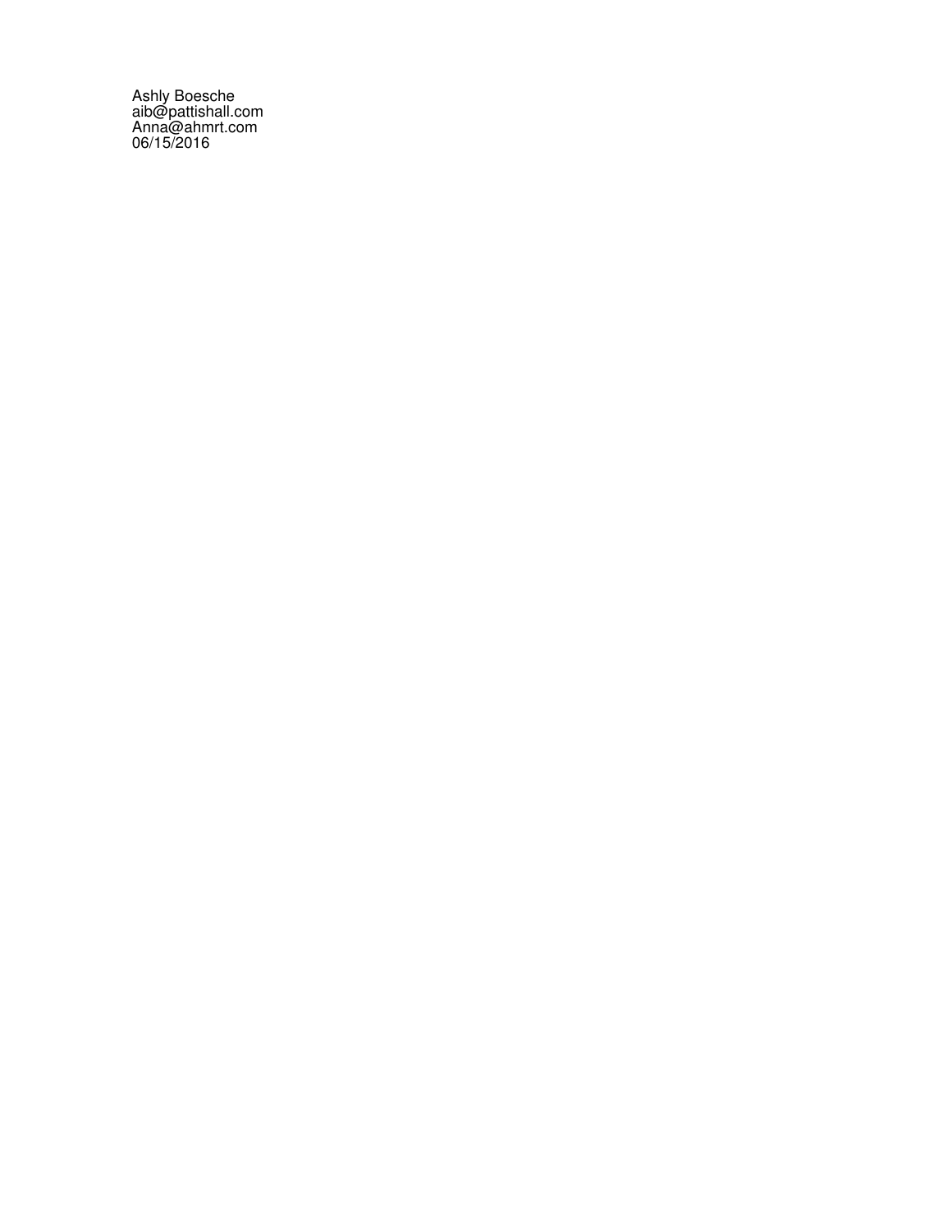Ashly Boesche
aib@pattishall.com
Anna@ahmrt.com
06/15/2016